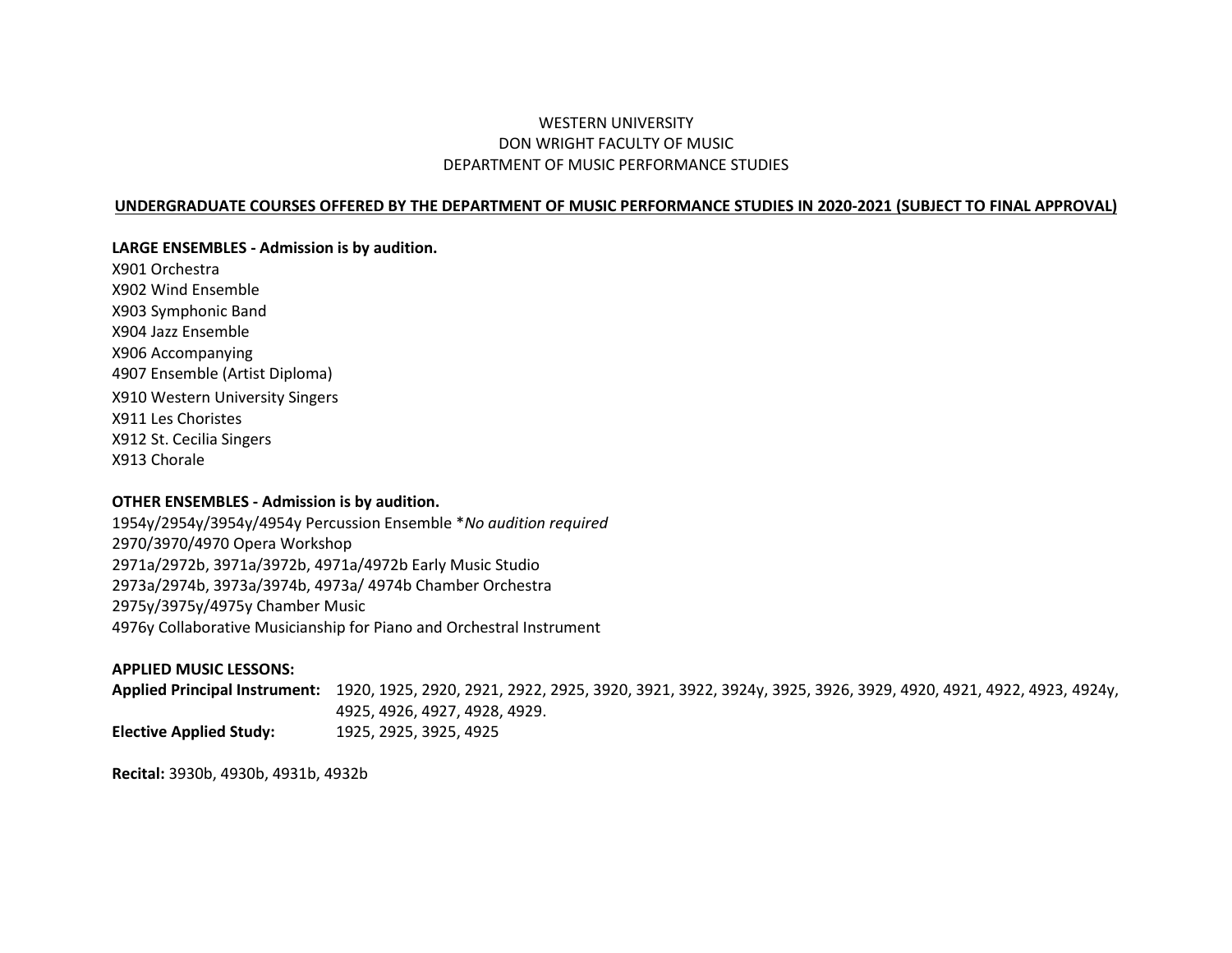WESTERN UNIVERSITY
DON WRIGHT FACULTY OF MUSIC
DEPARTMENT OF MUSIC PERFORMANCE STUDIES

**UNDERGRADUATE COURSES OFFERED BY THE DEPARTMENT OF MUSIC PERFORMANCE STUDIES IN 2020-2021 (SUBJECT TO FINAL APPROVAL)**

**LARGE ENSEMBLES - Admission is by audition.**

X901 Orchestra
X902 Wind Ensemble
X903 Symphonic Band
X904 Jazz Ensemble
X906 Accompanying
4907 Ensemble (Artist Diploma)
X910 Western University Singers
X911 Les Choristes
X912 St. Cecilia Singers
X913 Chorale

**OTHER ENSEMBLES - Admission is by audition.**

1954y/2954y/3954y/4954y Percussion Ensemble **No audition required*
2970/3970/4970 Opera Workshop
2971a/2972b, 3971a/3972b, 4971a/4972b Early Music Studio
2973a/2974b, 3973a/3974b, 4973a/ 4974b Chamber Orchestra
2975y/3975y/4975y Chamber Music
4976y Collaborative Musicianship for Piano and Orchestral Instrument

**APPLIED MUSIC LESSONS:**

**Applied Principal Instrument:** 1920, 1925, 2920, 2921, 2922, 2925, 3920, 3921, 3922, 3924y, 3925, 3926, 3929, 4920, 4921, 4922, 4923, 4924y, 4925, 4926, 4927, 4928, 4929.

**Elective Applied Study:** 1925, 2925, 3925, 4925

**Recital:** 3930b, 4930b, 4931b, 4932b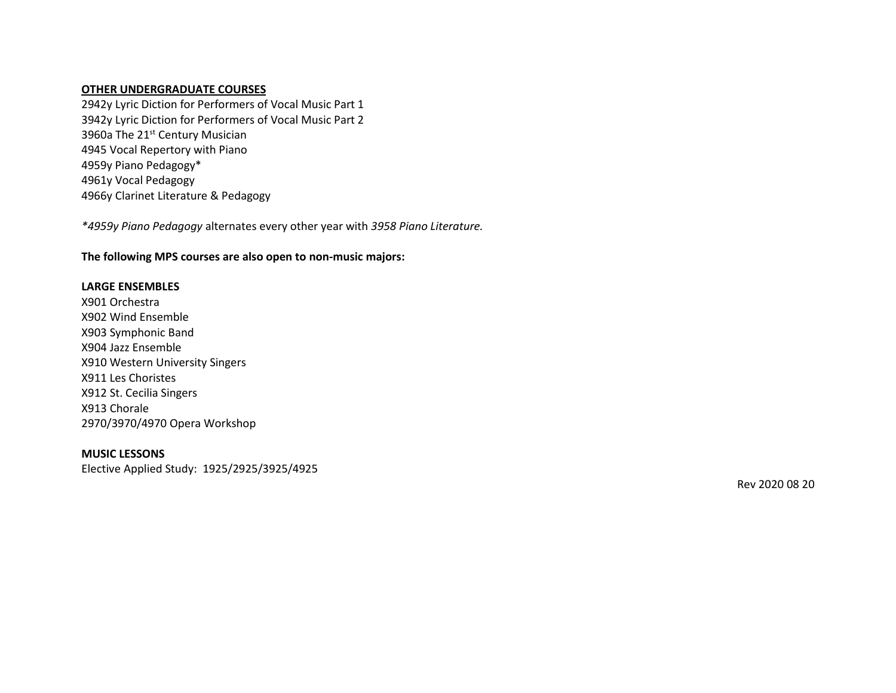**OTHER UNDERGRADUATE COURSES**

2942y Lyric Diction for Performers of Vocal Music Part 1
3942y Lyric Diction for Performers of Vocal Music Part 2
3960a The 21st Century Musician
4945 Vocal Repertory with Piano
4959y Piano Pedagogy*
4961y Vocal Pedagogy
4966y Clarinet Literature & Pedagogy

*\*4959y Piano Pedagogy* alternates every other year with *3958 Piano Literature.*

**The following MPS courses are also open to non-music majors:**

**LARGE ENSEMBLES**

X901 Orchestra
X902 Wind Ensemble
X903 Symphonic Band
X904 Jazz Ensemble
X910 Western University Singers
X911 Les Choristes
X912 St. Cecilia Singers
X913 Chorale
2970/3970/4970 Opera Workshop

**MUSIC LESSONS**

Elective Applied Study: 1925/2925/3925/4925

Rev 2020 08 20